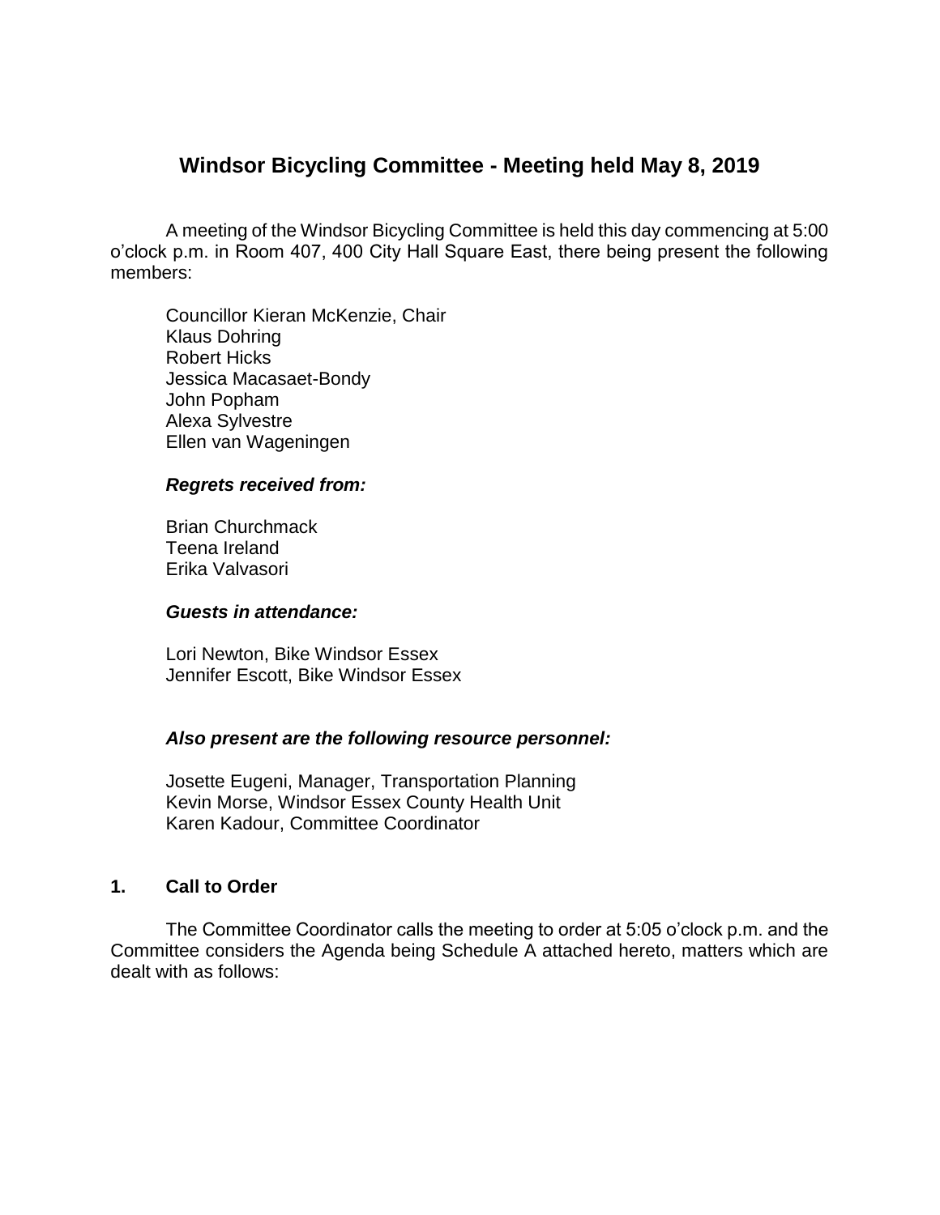# Windsor Bicycling Committee - Meeting held May 8, 2019

A meeting of the Windsor Bicycling Committee is held this day commencing at 5:00 o'clock p.m. in Room 407, 400 City Hall Square East, there being present the following members:

Councillor Kieran McKenzie, Chair
Klaus Dohring
Robert Hicks
Jessica Macasaet-Bondy
John Popham
Alexa Sylvestre
Ellen van Wageningen

***Regrets received from:***

Brian Churchmack
Teena Ireland
Erika Valvasori

***Guests in attendance:***

Lori Newton, Bike Windsor Essex
Jennifer Escott, Bike Windsor Essex

***Also present are the following resource personnel:***

Josette Eugeni, Manager, Transportation Planning
Kevin Morse, Windsor Essex County Health Unit
Karen Kadour, Committee Coordinator

## 1. Call to Order

The Committee Coordinator calls the meeting to order at 5:05 o'clock p.m. and the Committee considers the Agenda being Schedule A attached hereto, matters which are dealt with as follows: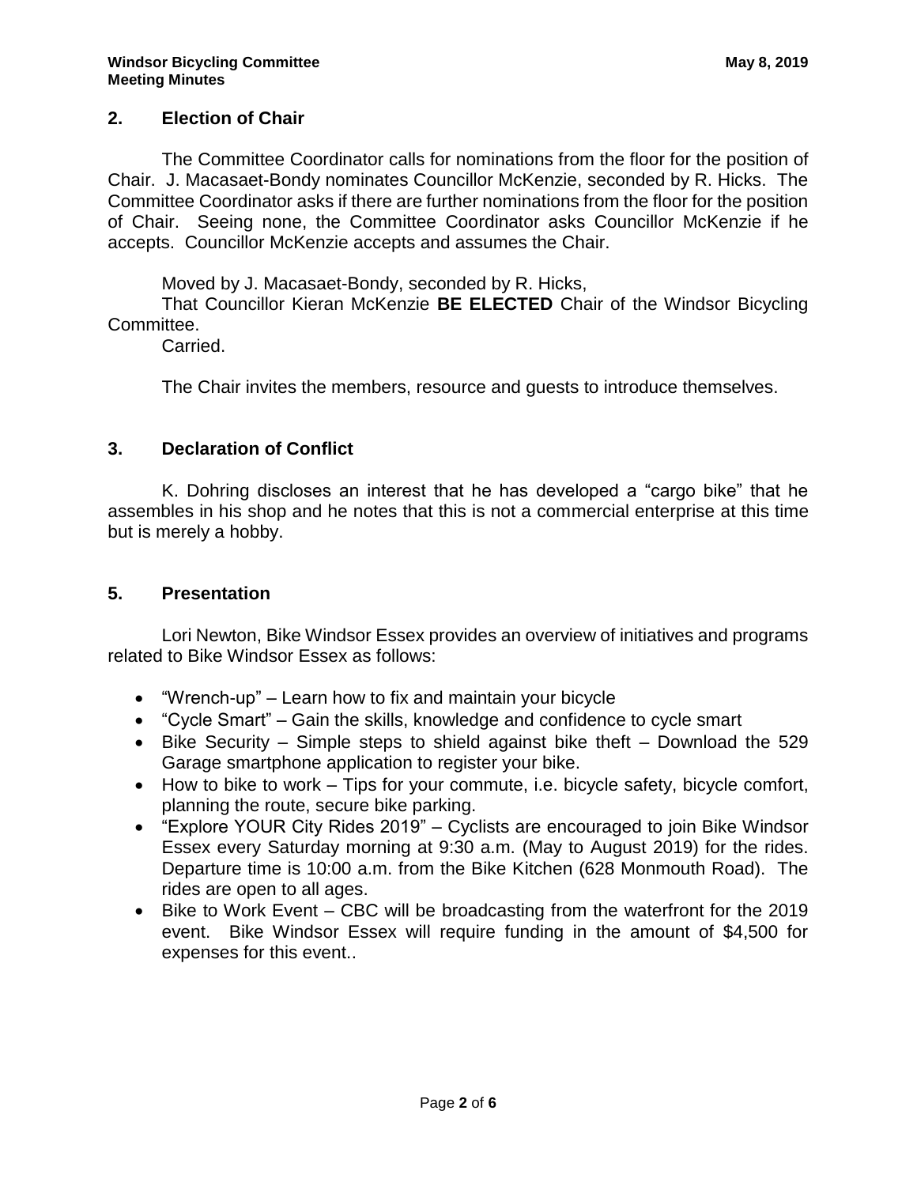## 2. Election of Chair

The Committee Coordinator calls for nominations from the floor for the position of Chair. J. Macasaet-Bondy nominates Councillor McKenzie, seconded by R. Hicks. The Committee Coordinator asks if there are further nominations from the floor for the position of Chair. Seeing none, the Committee Coordinator asks Councillor McKenzie if he accepts. Councillor McKenzie accepts and assumes the Chair.

Moved by J. Macasaet-Bondy, seconded by R. Hicks,
That Councillor Kieran McKenzie **BE ELECTED** Chair of the Windsor Bicycling Committee.
Carried.

The Chair invites the members, resource and guests to introduce themselves.

## 3. Declaration of Conflict

K. Dohring discloses an interest that he has developed a "cargo bike" that he assembles in his shop and he notes that this is not a commercial enterprise at this time but is merely a hobby.

## 5. Presentation

Lori Newton, Bike Windsor Essex provides an overview of initiatives and programs related to Bike Windsor Essex as follows:

- "Wrench-up" – Learn how to fix and maintain your bicycle
- "Cycle Smart" – Gain the skills, knowledge and confidence to cycle smart
- Bike Security – Simple steps to shield against bike theft – Download the 529 Garage smartphone application to register your bike.
- How to bike to work – Tips for your commute, i.e. bicycle safety, bicycle comfort, planning the route, secure bike parking.
- "Explore YOUR City Rides 2019" – Cyclists are encouraged to join Bike Windsor Essex every Saturday morning at 9:30 a.m. (May to August 2019) for the rides. Departure time is 10:00 a.m. from the Bike Kitchen (628 Monmouth Road). The rides are open to all ages.
- Bike to Work Event – CBC will be broadcasting from the waterfront for the 2019 event. Bike Windsor Essex will require funding in the amount of $4,500 for expenses for this event..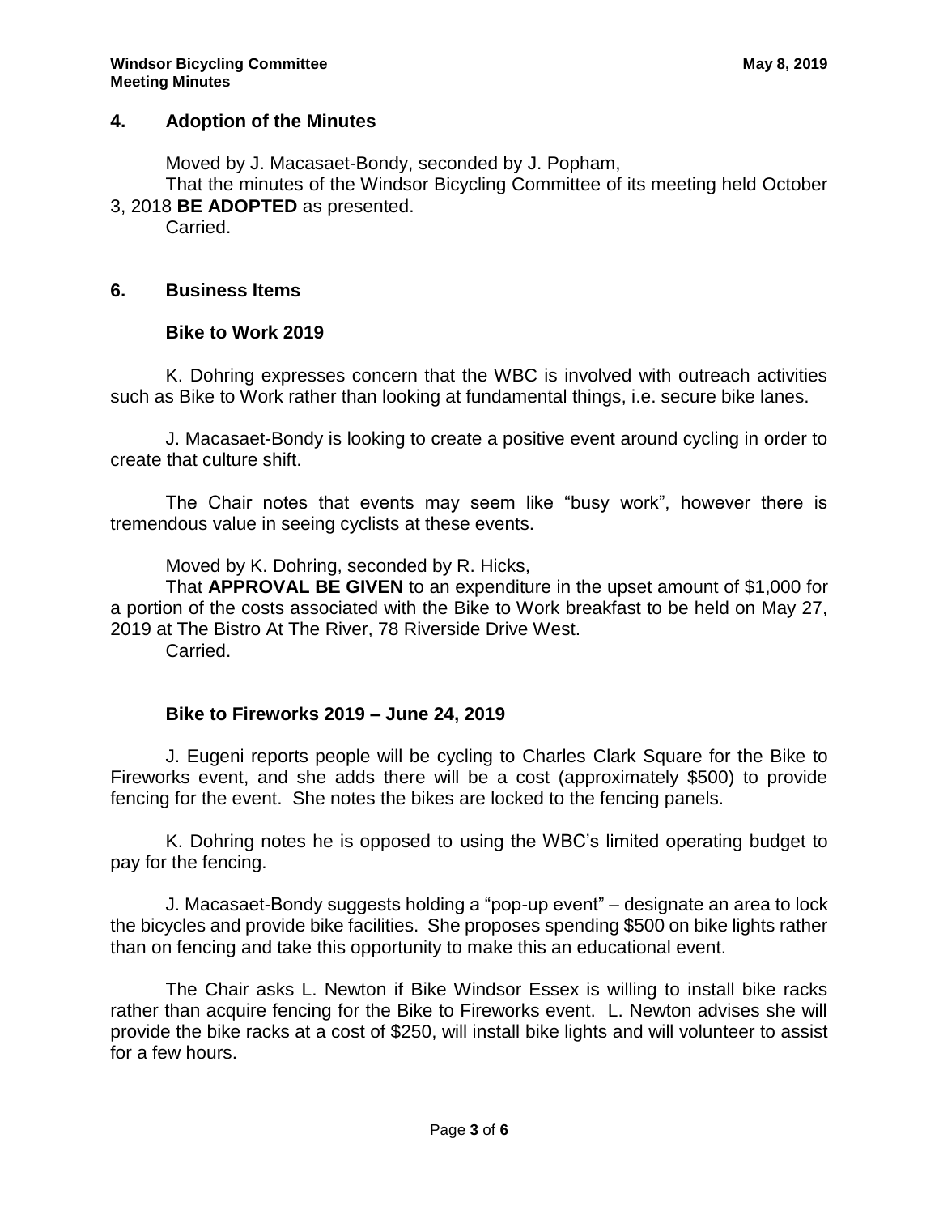## 4. Adoption of the Minutes

Moved by J. Macasaet-Bondy, seconded by J. Popham,

That the minutes of the Windsor Bicycling Committee of its meeting held October 3, 2018 **BE ADOPTED** as presented.

Carried.

## 6. Business Items

### Bike to Work 2019

K. Dohring expresses concern that the WBC is involved with outreach activities such as Bike to Work rather than looking at fundamental things, i.e. secure bike lanes.

J. Macasaet-Bondy is looking to create a positive event around cycling in order to create that culture shift.

The Chair notes that events may seem like "busy work", however there is tremendous value in seeing cyclists at these events.

Moved by K. Dohring, seconded by R. Hicks,

That **APPROVAL BE GIVEN** to an expenditure in the upset amount of $1,000 for a portion of the costs associated with the Bike to Work breakfast to be held on May 27, 2019 at The Bistro At The River, 78 Riverside Drive West.

Carried.

### Bike to Fireworks 2019 – June 24, 2019

J. Eugeni reports people will be cycling to Charles Clark Square for the Bike to Fireworks event, and she adds there will be a cost (approximately $500) to provide fencing for the event. She notes the bikes are locked to the fencing panels.

K. Dohring notes he is opposed to using the WBC's limited operating budget to pay for the fencing.

J. Macasaet-Bondy suggests holding a "pop-up event" – designate an area to lock the bicycles and provide bike facilities. She proposes spending $500 on bike lights rather than on fencing and take this opportunity to make this an educational event.

The Chair asks L. Newton if Bike Windsor Essex is willing to install bike racks rather than acquire fencing for the Bike to Fireworks event. L. Newton advises she will provide the bike racks at a cost of $250, will install bike lights and will volunteer to assist for a few hours.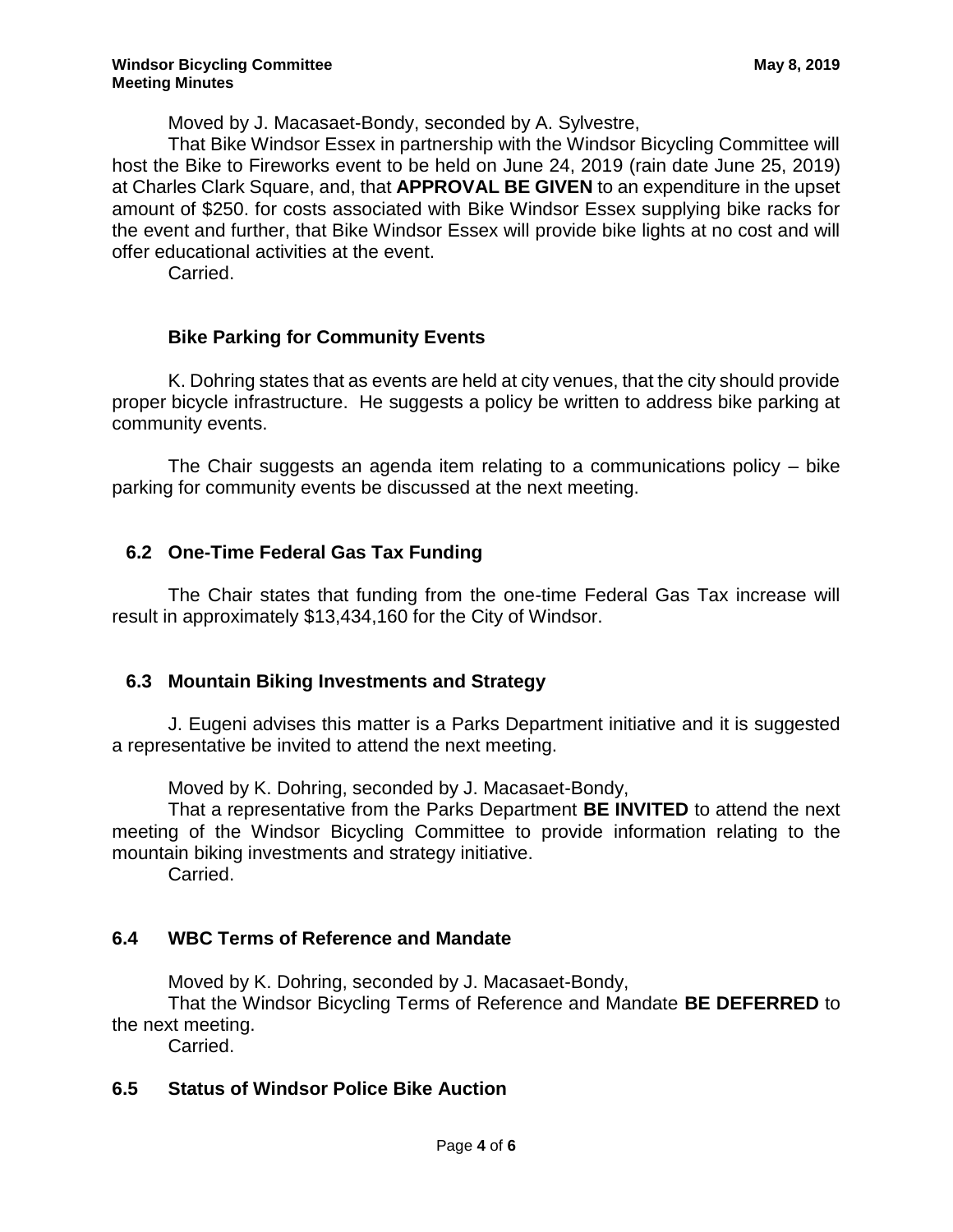Moved by J. Macasaet-Bondy, seconded by A. Sylvestre,

That Bike Windsor Essex in partnership with the Windsor Bicycling Committee will host the Bike to Fireworks event to be held on June 24, 2019 (rain date June 25, 2019) at Charles Clark Square, and, that **APPROVAL BE GIVEN** to an expenditure in the upset amount of $250. for costs associated with Bike Windsor Essex supplying bike racks for the event and further, that Bike Windsor Essex will provide bike lights at no cost and will offer educational activities at the event.

Carried.

**Bike Parking for Community Events**

K. Dohring states that as events are held at city venues, that the city should provide proper bicycle infrastructure. He suggests a policy be written to address bike parking at community events.

The Chair suggests an agenda item relating to a communications policy – bike parking for community events be discussed at the next meeting.

## 6.2 One-Time Federal Gas Tax Funding

The Chair states that funding from the one-time Federal Gas Tax increase will result in approximately $13,434,160 for the City of Windsor.

## 6.3 Mountain Biking Investments and Strategy

J. Eugeni advises this matter is a Parks Department initiative and it is suggested a representative be invited to attend the next meeting.

Moved by K. Dohring, seconded by J. Macasaet-Bondy,

That a representative from the Parks Department **BE INVITED** to attend the next meeting of the Windsor Bicycling Committee to provide information relating to the mountain biking investments and strategy initiative.

Carried.

## 6.4 WBC Terms of Reference and Mandate

Moved by K. Dohring, seconded by J. Macasaet-Bondy,

That the Windsor Bicycling Terms of Reference and Mandate **BE DEFERRED** to the next meeting.

Carried.

## 6.5 Status of Windsor Police Bike Auction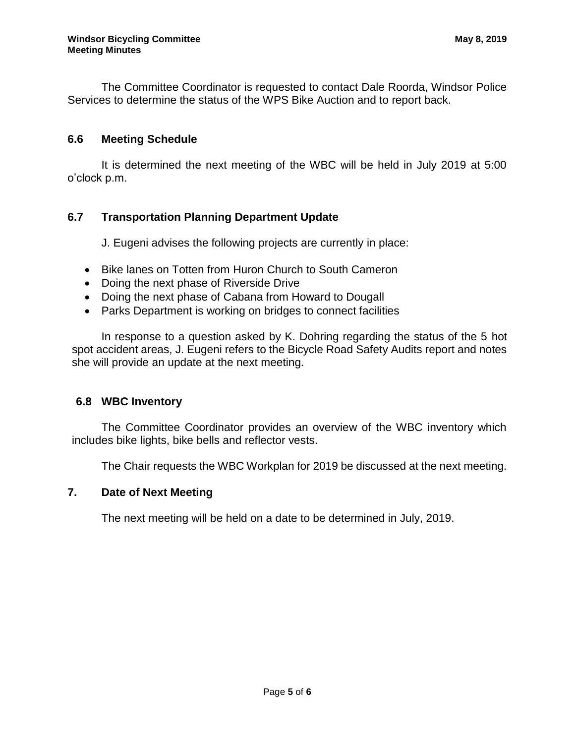The Committee Coordinator is requested to contact Dale Roorda, Windsor Police Services to determine the status of the WPS Bike Auction and to report back.

### 6.6 Meeting Schedule

It is determined the next meeting of the WBC will be held in July 2019 at 5:00 o'clock p.m.

### 6.7 Transportation Planning Department Update

J. Eugeni advises the following projects are currently in place:

- Bike lanes on Totten from Huron Church to South Cameron
- Doing the next phase of Riverside Drive
- Doing the next phase of Cabana from Howard to Dougall
- Parks Department is working on bridges to connect facilities

In response to a question asked by K. Dohring regarding the status of the 5 hot spot accident areas, J. Eugeni refers to the Bicycle Road Safety Audits report and notes she will provide an update at the next meeting.

### 6.8 WBC Inventory

The Committee Coordinator provides an overview of the WBC inventory which includes bike lights, bike bells and reflector vests.

The Chair requests the WBC Workplan for 2019 be discussed at the next meeting.

## 7. Date of Next Meeting

The next meeting will be held on a date to be determined in July, 2019.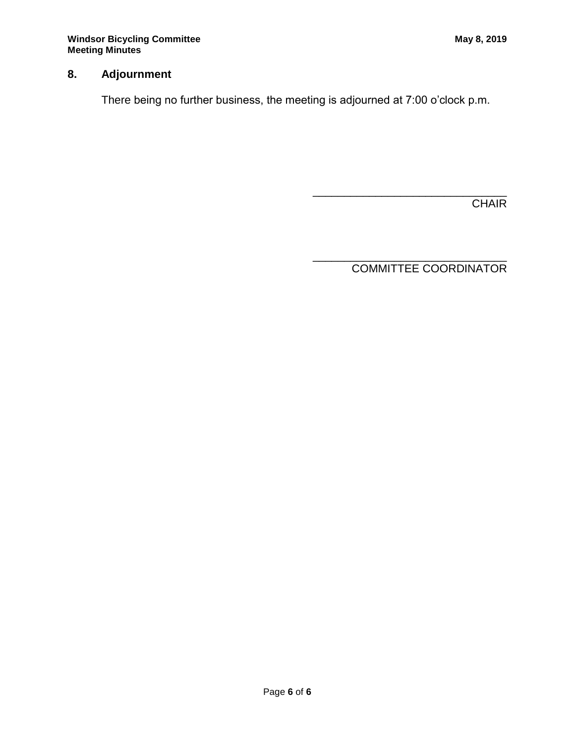## 8. Adjournment

There being no further business, the meeting is adjourned at 7:00 o'clock p.m.

\_\_\_\_\_\_\_\_\_\_\_\_\_\_\_\_\_\_\_\_\_\_\_\_\_\_\_\_\_\_\_\_
CHAIR

\_\_\_\_\_\_\_\_\_\_\_\_\_\_\_\_\_\_\_\_\_\_\_\_\_\_\_\_\_\_\_\_
COMMITTEE COORDINATOR